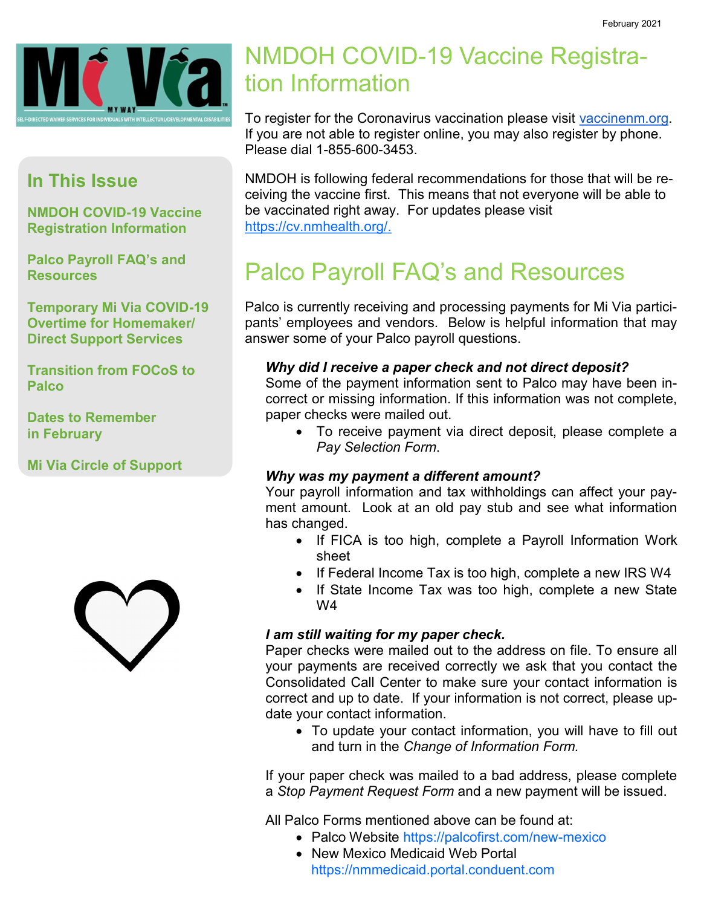February 2021

Mi Via
MY WAY
SELF-DIRECTED WAIVER SERVICES FOR INDIVIDUALS WITH INTELLECTUAL/DEVELOPMENTAL DISABILITIES

## In This Issue

**NMDOH COVID-19 Vaccine Registration Information**

**Palco Payroll FAQ's and Resources**

**Temporary Mi Via COVID-19 Overtime for Homemaker/ Direct Support Services**

**Transition from FOCoS to Palco**

**Dates to Remember in February**

**Mi Via Circle of Support**

# NMDOH COVID-19 Vaccine Registration Information

To register for the Coronavirus vaccination please visit vaccinenm.org. If you are not able to register online, you may also register by phone. Please dial 1-855-600-3453.

NMDOH is following federal recommendations for those that will be receiving the vaccine first. This means that not everyone will be able to be vaccinated right away. For updates please visit https://cv.nmhealth.org/.

# Palco Payroll FAQ's and Resources

Palco is currently receiving and processing payments for Mi Via participants' employees and vendors. Below is helpful information that may answer some of your Palco payroll questions.

***Why did I receive a paper check and not direct deposit?***
Some of the payment information sent to Palco may have been incorrect or missing information. If this information was not complete, paper checks were mailed out.

- To receive payment via direct deposit, please complete a *Pay Selection Form*.

***Why was my payment a different amount?***
Your payroll information and tax withholdings can affect your payment amount. Look at an old pay stub and see what information has changed.

- If FICA is too high, complete a Payroll Information Work sheet
- If Federal Income Tax is too high, complete a new IRS W4
- If State Income Tax was too high, complete a new State W4

***I am still waiting for my paper check.***
Paper checks were mailed out to the address on file. To ensure all your payments are received correctly we ask that you contact the Consolidated Call Center to make sure your contact information is correct and up to date. If your information is not correct, please update your contact information.

- To update your contact information, you will have to fill out and turn in the *Change of Information Form.*

If your paper check was mailed to a bad address, please complete a *Stop Payment Request Form* and a new payment will be issued.

All Palco Forms mentioned above can be found at:

- Palco Website https://palcofirst.com/new-mexico
- New Mexico Medicaid Web Portal https://nmmedicaid.portal.conduent.com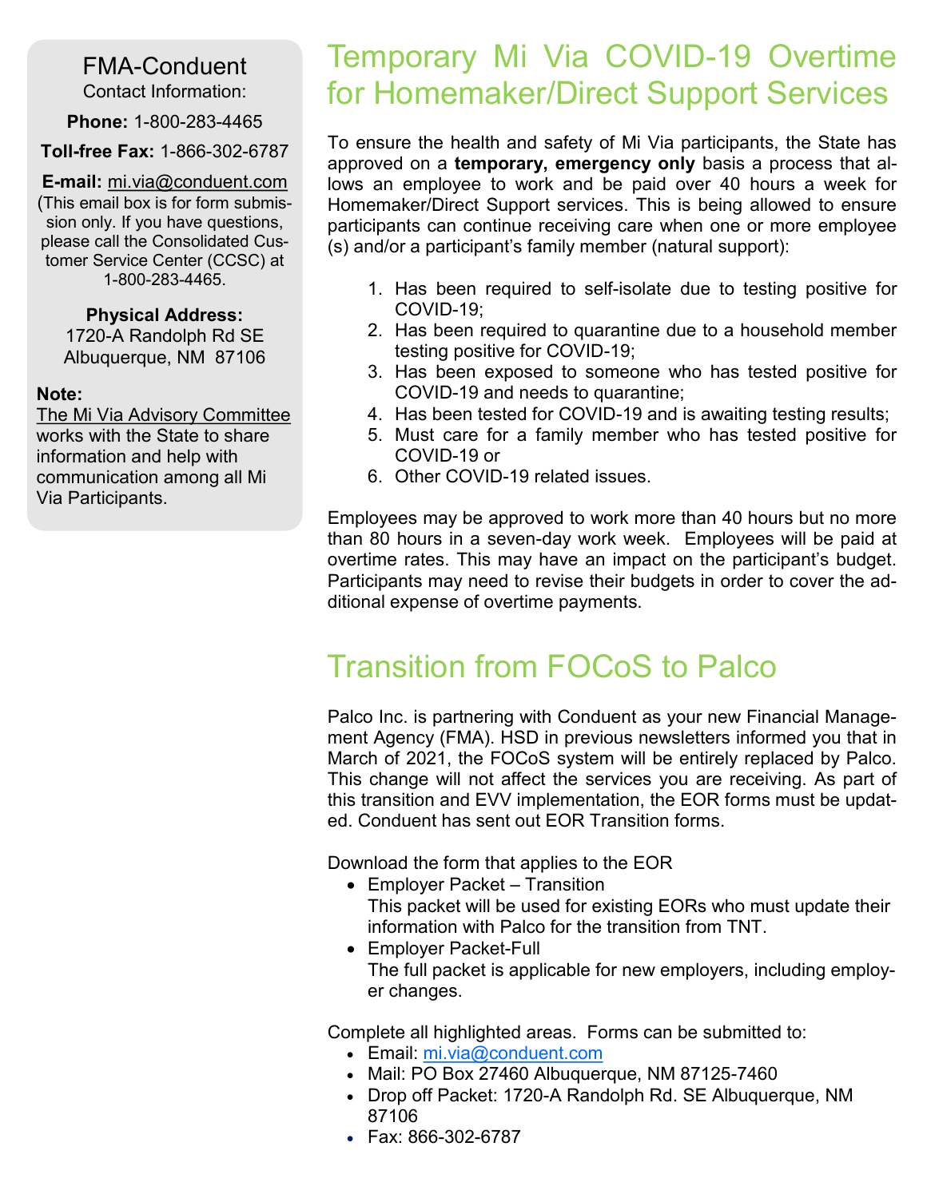FMA-Conduent

Contact Information:

**Phone:** 1-800-283-4465

**Toll-free Fax:** 1-866-302-6787

**E-mail:** mi.via@conduent.com (This email box is for form submission only. If you have questions, please call the Consolidated Customer Service Center (CCSC) at 1-800-283-4465.

**Physical Address:**
1720-A Randolph Rd SE
Albuquerque, NM 87106

**Note:**
The Mi Via Advisory Committee works with the State to share information and help with communication among all Mi Via Participants.

## Temporary Mi Via COVID-19 Overtime for Homemaker/Direct Support Services

To ensure the health and safety of Mi Via participants, the State has approved on a **temporary, emergency only** basis a process that allows an employee to work and be paid over 40 hours a week for Homemaker/Direct Support services. This is being allowed to ensure participants can continue receiving care when one or more employee (s) and/or a participant's family member (natural support):

1. Has been required to self-isolate due to testing positive for COVID-19;
2. Has been required to quarantine due to a household member testing positive for COVID-19;
3. Has been exposed to someone who has tested positive for COVID-19 and needs to quarantine;
4. Has been tested for COVID-19 and is awaiting testing results;
5. Must care for a family member who has tested positive for COVID-19 or
6. Other COVID-19 related issues.

Employees may be approved to work more than 40 hours but no more than 80 hours in a seven-day work week. Employees will be paid at overtime rates. This may have an impact on the participant's budget. Participants may need to revise their budgets in order to cover the additional expense of overtime payments.

## Transition from FOCoS to Palco

Palco Inc. is partnering with Conduent as your new Financial Management Agency (FMA). HSD in previous newsletters informed you that in March of 2021, the FOCoS system will be entirely replaced by Palco. This change will not affect the services you are receiving. As part of this transition and EVV implementation, the EOR forms must be updated. Conduent has sent out EOR Transition forms.

Download the form that applies to the EOR

- Employer Packet – Transition
  This packet will be used for existing EORs who must update their information with Palco for the transition from TNT.
- Employer Packet-Full
  The full packet is applicable for new employers, including employer changes.

Complete all highlighted areas. Forms can be submitted to:

- Email: mi.via@conduent.com
- Mail: PO Box 27460 Albuquerque, NM 87125-7460
- Drop off Packet: 1720-A Randolph Rd. SE Albuquerque, NM 87106
- Fax: 866-302-6787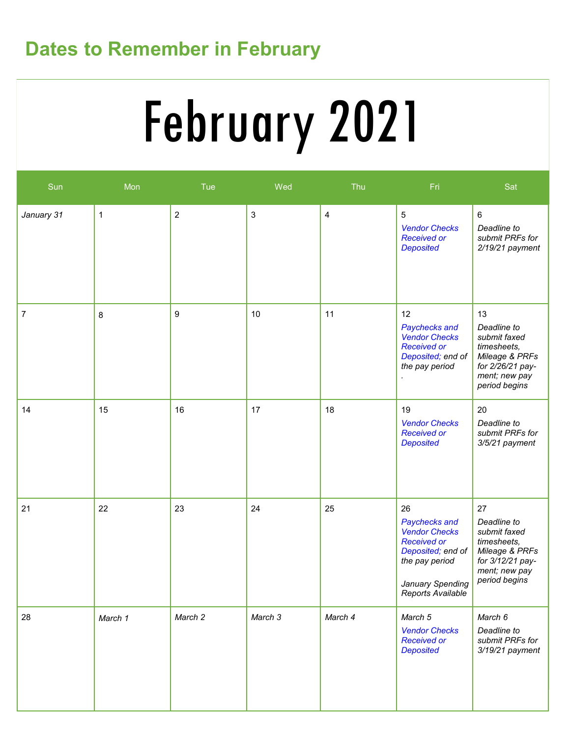## Dates to Remember in February

# February 2021

| Sun | Mon | Tue | Wed | Thu | Fri | Sat |
|---|---|---|---|---|---|---|
| *January 31* | 1 | 2 | 3 | 4 | 5 *Vendor Checks Received or Deposited* | 6 *Deadline to submit PRFs for 2/19/21 payment* |
| 7 | 8 | 9 | 10 | 11 | 12 *Paychecks and Vendor Checks Received or Deposited; end of the pay period* . | 13 *Deadline to submit faxed timesheets, Mileage & PRFs for 2/26/21 payment; new pay period begins* |
| 14 | 15 | 16 | 17 | 18 | 19 *Vendor Checks Received or Deposited* | 20 *Deadline to submit PRFs for 3/5/21 payment* |
| 21 | 22 | 23 | 24 | 25 | 26 *Paychecks and Vendor Checks Received or Deposited; end of the pay period* *January Spending Reports Available* | 27 *Deadline to submit faxed timesheets, Mileage & PRFs for 3/12/21 payment; new pay period begins* |
| 28 | *March 1* | *March 2* | *March 3* | *March 4* | *March 5* *Vendor Checks Received or Deposited* | *March 6* *Deadline to submit PRFs for 3/19/21 payment* |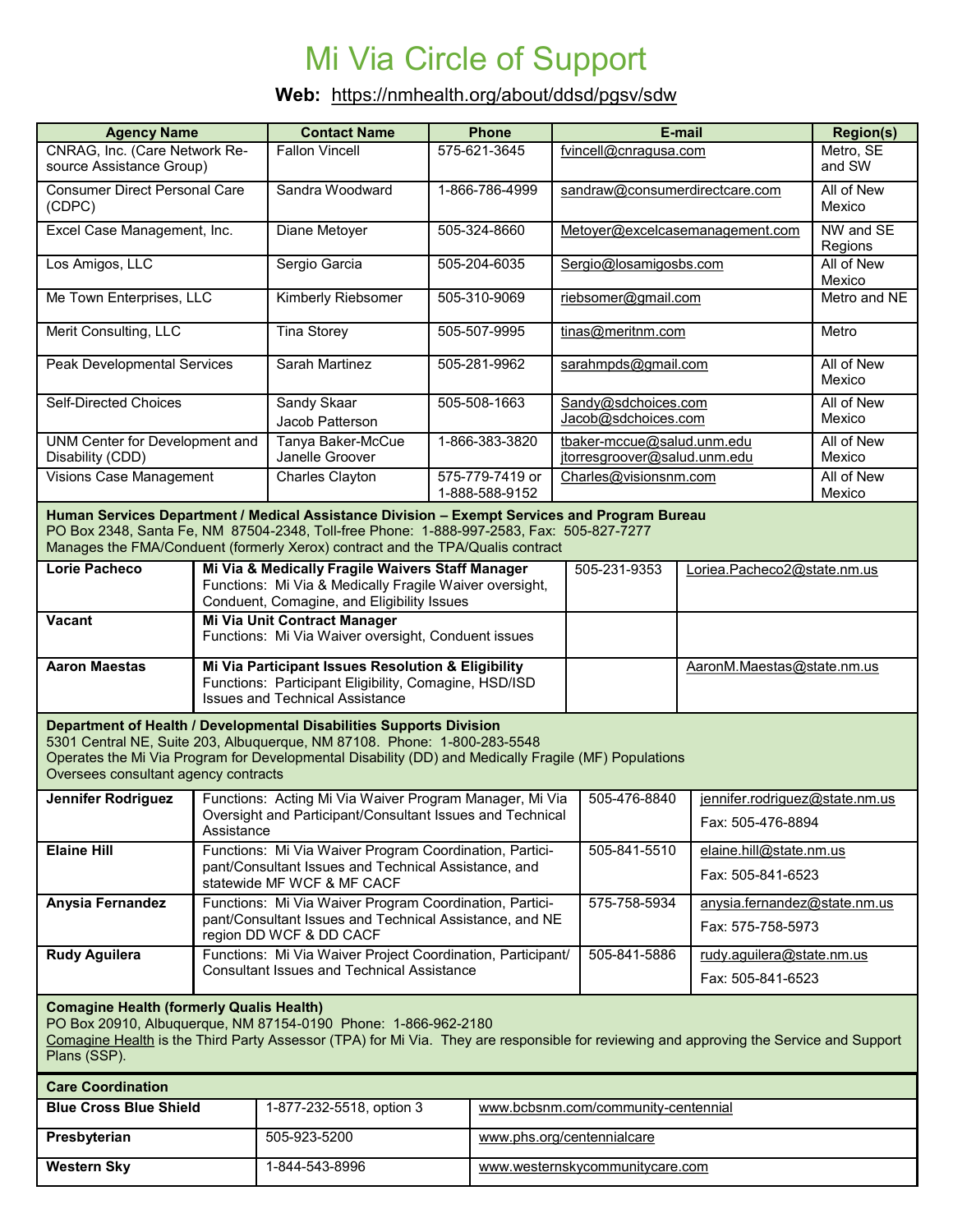# Mi Via Circle of Support

**Web:** https://nmhealth.org/about/ddsd/pgsv/sdw

| Agency Name | Contact Name | Phone | E-mail | Region(s) |
|---|---|---|---|---|
| CNRAG, Inc. (Care Network Resource Assistance Group) | Fallon Vincell | 575-621-3645 | fvincell@cnragusa.com | Metro, SE and SW |
| Consumer Direct Personal Care (CDPC) | Sandra Woodward | 1-866-786-4999 | sandraw@consumerdirectcare.com | All of New Mexico |
| Excel Case Management, Inc. | Diane Metoyer | 505-324-8660 | Metoyer@excelcasemanagement.com | NW and SE Regions |
| Los Amigos, LLC | Sergio Garcia | 505-204-6035 | Sergio@losamigosbs.com | All of New Mexico |
| Me Town Enterprises, LLC | Kimberly Riebsomer | 505-310-9069 | riebsomer@gmail.com | Metro and NE |
| Merit Consulting, LLC | Tina Storey | 505-507-9995 | tinas@meritnm.com | Metro |
| Peak Developmental Services | Sarah Martinez | 505-281-9962 | sarahmpds@gmail.com | All of New Mexico |
| Self-Directed Choices | Sandy Skaar<br>Jacob Patterson | 505-508-1663 | Sandy@sdchoices.com<br>Jacob@sdchoices.com | All of New Mexico |
| UNM Center for Development and Disability (CDD) | Tanya Baker-McCue<br>Janelle Groover | 1-866-383-3820 | tbaker-mccue@salud.unm.edu<br>jtorresgroover@salud.unm.edu | All of New Mexico |
| Visions Case Management | Charles Clayton | 575-779-7419 or 1-888-588-9152 | Charles@visionsnm.com | All of New Mexico |

**Human Services Department / Medical Assistance Division – Exempt Services and Program Bureau**
PO Box 2348, Santa Fe, NM 87504-2348, Toll-free Phone: 1-888-997-2583, Fax: 505-827-7277
Manages the FMA/Conduent (formerly Xerox) contract and the TPA/Qualis contract

| | | | |
|---|---|---|---|
| **Lorie Pacheco** | **Mi Via & Medically Fragile Waivers Staff Manager**<br>Functions: Mi Via & Medically Fragile Waiver oversight, Conduent, Comagine, and Eligibility Issues | 505-231-9353 | Loriea.Pacheco2@state.nm.us |
| **Vacant** | **Mi Via Unit Contract Manager**<br>Functions: Mi Via Waiver oversight, Conduent issues | | |
| **Aaron Maestas** | **Mi Via Participant Issues Resolution & Eligibility**<br>Functions: Participant Eligibility, Comagine, HSD/ISD Issues and Technical Assistance | | AaronM.Maestas@state.nm.us |

**Department of Health / Developmental Disabilities Supports Division**
5301 Central NE, Suite 203, Albuquerque, NM 87108. Phone: 1-800-283-5548
Operates the Mi Via Program for Developmental Disability (DD) and Medically Fragile (MF) Populations
Oversees consultant agency contracts

| | | | |
|---|---|---|---|
| **Jennifer Rodriguez** | Functions: Acting Mi Via Waiver Program Manager, Mi Via Oversight and Participant/Consultant Issues and Technical Assistance | 505-476-8840 | jennifer.rodriguez@state.nm.us<br>Fax: 505-476-8894 |
| **Elaine Hill** | Functions: Mi Via Waiver Program Coordination, Participant/Consultant Issues and Technical Assistance, and statewide MF WCF & MF CACF | 505-841-5510 | elaine.hill@state.nm.us<br>Fax: 505-841-6523 |
| **Anysia Fernandez** | Functions: Mi Via Waiver Program Coordination, Participant/Consultant Issues and Technical Assistance, and NE region DD WCF & DD CACF | 575-758-5934 | anysia.fernandez@state.nm.us<br>Fax: 575-758-5973 |
| **Rudy Aguilera** | Functions: Mi Via Waiver Project Coordination, Participant/Consultant Issues and Technical Assistance | 505-841-5886 | rudy.aguilera@state.nm.us<br>Fax: 505-841-6523 |

**Comagine Health (formerly Qualis Health)**
PO Box 20910, Albuquerque, NM 87154-0190 Phone: 1-866-962-2180
Comagine Health is the Third Party Assessor (TPA) for Mi Via. They are responsible for reviewing and approving the Service and Support Plans (SSP).

**Care Coordination**

| | | |
|---|---|---|
| **Blue Cross Blue Shield** | 1-877-232-5518, option 3 | www.bcbsnm.com/community-centennial |
| **Presbyterian** | 505-923-5200 | www.phs.org/centennialcare |
| **Western Sky** | 1-844-543-8996 | www.westernskycommunitycare.com |